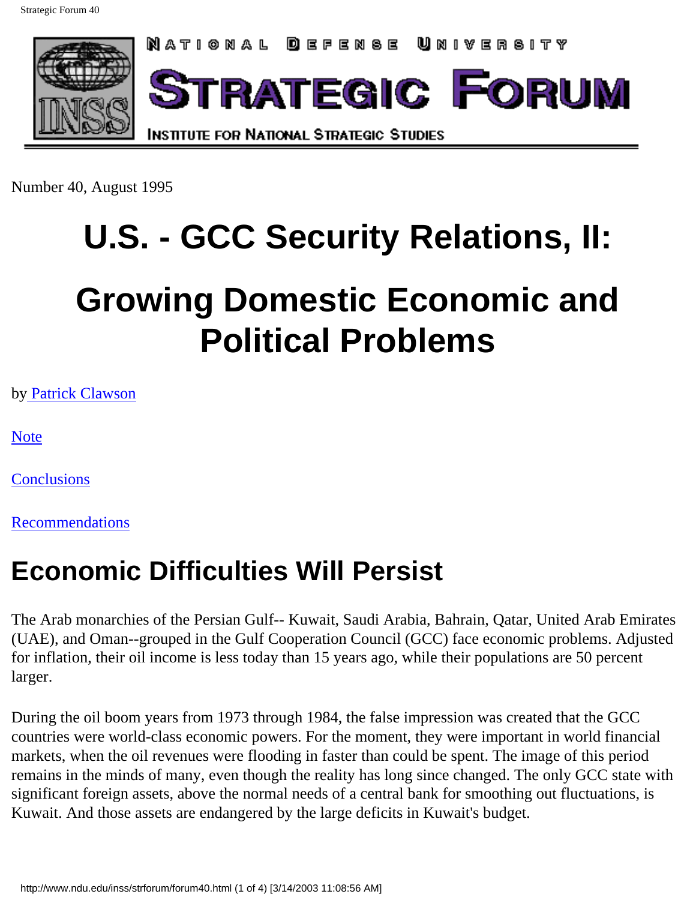NATIONAL DEFENSE UNIVERSITY

# STRATEGIC FORUM

INSTITUTE FOR NATIONAL STRATEGIC STUDIES

Number 40, August 1995

# U.S. - GCC Security Relations, II:

# Growing Domestic Economic and Political Problems

by Patrick Clawson

Note

Conclusions

Recommendations

## Economic Difficulties Will Persist

The Arab monarchies of the Persian Gulf-- Kuwait, Saudi Arabia, Bahrain, Qatar, United Arab Emirates (UAE), and Oman--grouped in the Gulf Cooperation Council (GCC) face economic problems. Adjusted for inflation, their oil income is less today than 15 years ago, while their populations are 50 percent larger.

During the oil boom years from 1973 through 1984, the false impression was created that the GCC countries were world-class economic powers. For the moment, they were important in world financial markets, when the oil revenues were flooding in faster than could be spent. The image of this period remains in the minds of many, even though the reality has long since changed. The only GCC state with significant foreign assets, above the normal needs of a central bank for smoothing out fluctuations, is Kuwait. And those assets are endangered by the large deficits in Kuwait's budget.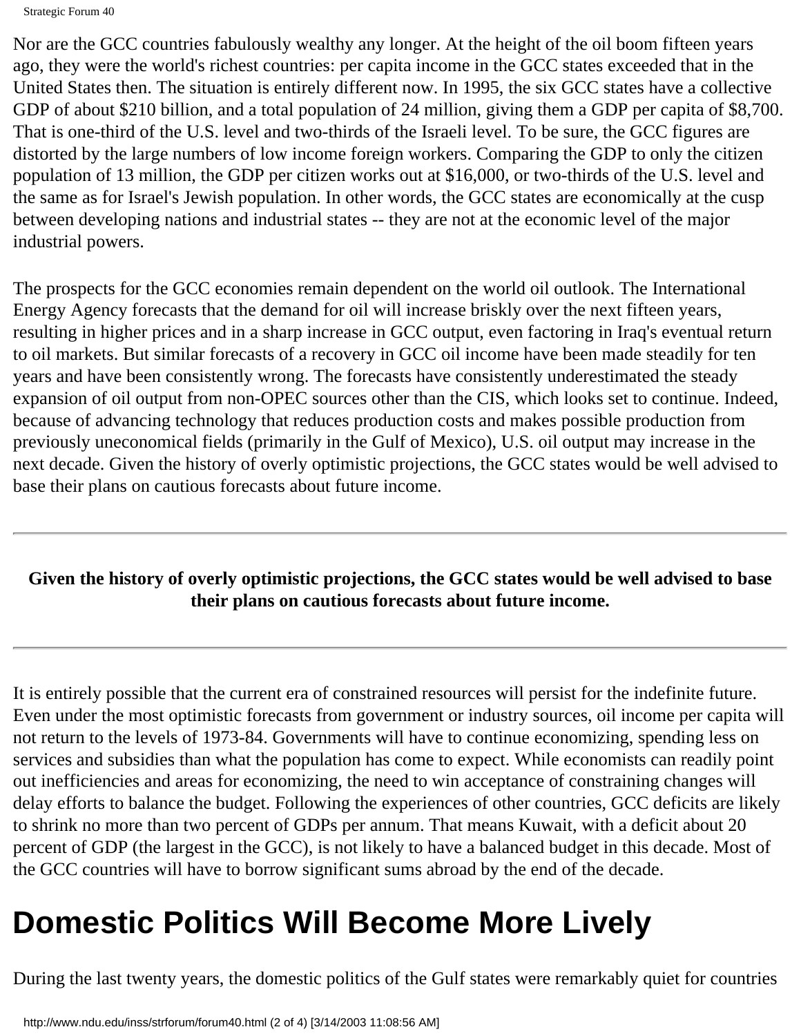Nor are the GCC countries fabulously wealthy any longer. At the height of the oil boom fifteen years ago, they were the world's richest countries: per capita income in the GCC states exceeded that in the United States then. The situation is entirely different now. In 1995, the six GCC states have a collective GDP of about $210 billion, and a total population of 24 million, giving them a GDP per capita of $8,700. That is one-third of the U.S. level and two-thirds of the Israeli level. To be sure, the GCC figures are distorted by the large numbers of low income foreign workers. Comparing the GDP to only the citizen population of 13 million, the GDP per citizen works out at $16,000, or two-thirds of the U.S. level and the same as for Israel's Jewish population. In other words, the GCC states are economically at the cusp between developing nations and industrial states -- they are not at the economic level of the major industrial powers.

The prospects for the GCC economies remain dependent on the world oil outlook. The International Energy Agency forecasts that the demand for oil will increase briskly over the next fifteen years, resulting in higher prices and in a sharp increase in GCC output, even factoring in Iraq's eventual return to oil markets. But similar forecasts of a recovery in GCC oil income have been made steadily for ten years and have been consistently wrong. The forecasts have consistently underestimated the steady expansion of oil output from non-OPEC sources other than the CIS, which looks set to continue. Indeed, because of advancing technology that reduces production costs and makes possible production from previously uneconomical fields (primarily in the Gulf of Mexico), U.S. oil output may increase in the next decade. Given the history of overly optimistic projections, the GCC states would be well advised to base their plans on cautious forecasts about future income.

---

**Given the history of overly optimistic projections, the GCC states would be well advised to base their plans on cautious forecasts about future income.**

---

It is entirely possible that the current era of constrained resources will persist for the indefinite future. Even under the most optimistic forecasts from government or industry sources, oil income per capita will not return to the levels of 1973-84. Governments will have to continue economizing, spending less on services and subsidies than what the population has come to expect. While economists can readily point out inefficiencies and areas for economizing, the need to win acceptance of constraining changes will delay efforts to balance the budget. Following the experiences of other countries, GCC deficits are likely to shrink no more than two percent of GDPs per annum. That means Kuwait, with a deficit about 20 percent of GDP (the largest in the GCC), is not likely to have a balanced budget in this decade. Most of the GCC countries will have to borrow significant sums abroad by the end of the decade.

# Domestic Politics Will Become More Lively

During the last twenty years, the domestic politics of the Gulf states were remarkably quiet for countries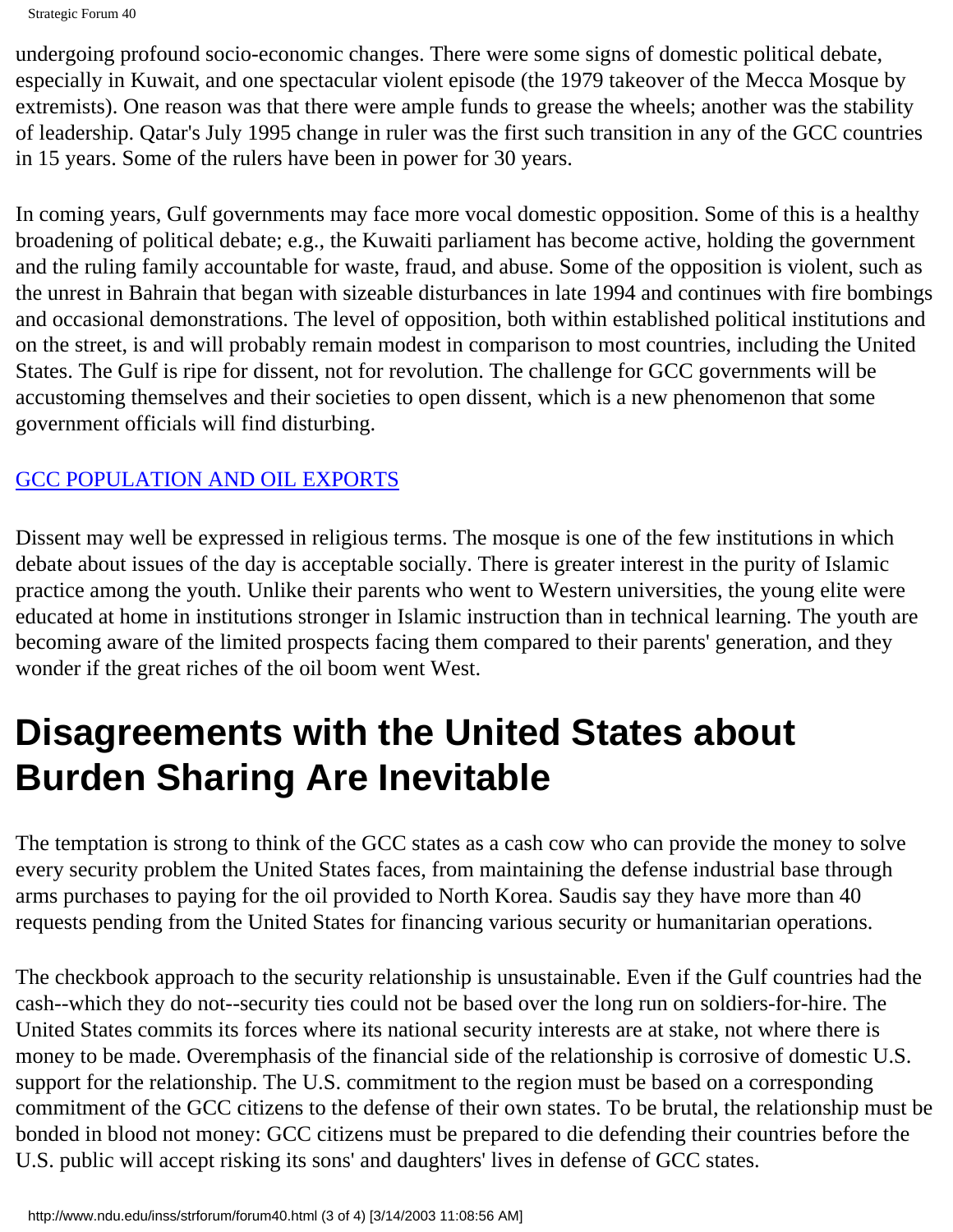undergoing profound socio-economic changes. There were some signs of domestic political debate, especially in Kuwait, and one spectacular violent episode (the 1979 takeover of the Mecca Mosque by extremists). One reason was that there were ample funds to grease the wheels; another was the stability of leadership. Qatar's July 1995 change in ruler was the first such transition in any of the GCC countries in 15 years. Some of the rulers have been in power for 30 years.

In coming years, Gulf governments may face more vocal domestic opposition. Some of this is a healthy broadening of political debate; e.g., the Kuwaiti parliament has become active, holding the government and the ruling family accountable for waste, fraud, and abuse. Some of the opposition is violent, such as the unrest in Bahrain that began with sizeable disturbances in late 1994 and continues with fire bombings and occasional demonstrations. The level of opposition, both within established political institutions and on the street, is and will probably remain modest in comparison to most countries, including the United States. The Gulf is ripe for dissent, not for revolution. The challenge for GCC governments will be accustoming themselves and their societies to open dissent, which is a new phenomenon that some government officials will find disturbing.

GCC POPULATION AND OIL EXPORTS

Dissent may well be expressed in religious terms. The mosque is one of the few institutions in which debate about issues of the day is acceptable socially. There is greater interest in the purity of Islamic practice among the youth. Unlike their parents who went to Western universities, the young elite were educated at home in institutions stronger in Islamic instruction than in technical learning. The youth are becoming aware of the limited prospects facing them compared to their parents' generation, and they wonder if the great riches of the oil boom went West.

# Disagreements with the United States about Burden Sharing Are Inevitable

The temptation is strong to think of the GCC states as a cash cow who can provide the money to solve every security problem the United States faces, from maintaining the defense industrial base through arms purchases to paying for the oil provided to North Korea. Saudis say they have more than 40 requests pending from the United States for financing various security or humanitarian operations.

The checkbook approach to the security relationship is unsustainable. Even if the Gulf countries had the cash--which they do not--security ties could not be based over the long run on soldiers-for-hire. The United States commits its forces where its national security interests are at stake, not where there is money to be made. Overemphasis of the financial side of the relationship is corrosive of domestic U.S. support for the relationship. The U.S. commitment to the region must be based on a corresponding commitment of the GCC citizens to the defense of their own states. To be brutal, the relationship must be bonded in blood not money: GCC citizens must be prepared to die defending their countries before the U.S. public will accept risking its sons' and daughters' lives in defense of GCC states.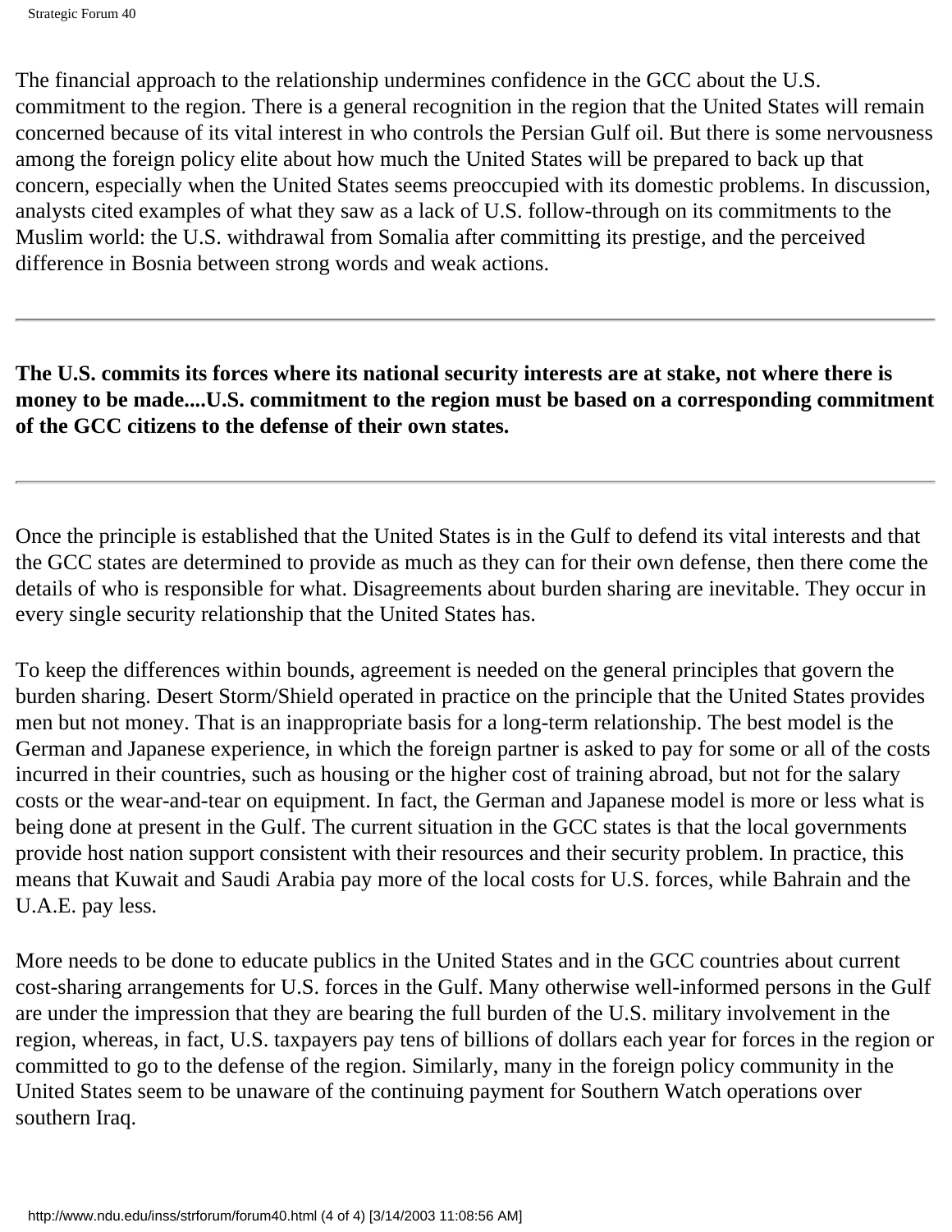The financial approach to the relationship undermines confidence in the GCC about the U.S. commitment to the region. There is a general recognition in the region that the United States will remain concerned because of its vital interest in who controls the Persian Gulf oil. But there is some nervousness among the foreign policy elite about how much the United States will be prepared to back up that concern, especially when the United States seems preoccupied with its domestic problems. In discussion, analysts cited examples of what they saw as a lack of U.S. follow-through on its commitments to the Muslim world: the U.S. withdrawal from Somalia after committing its prestige, and the perceived difference in Bosnia between strong words and weak actions.

---

**The U.S. commits its forces where its national security interests are at stake, not where there is money to be made....U.S. commitment to the region must be based on a corresponding commitment of the GCC citizens to the defense of their own states.**

---

Once the principle is established that the United States is in the Gulf to defend its vital interests and that the GCC states are determined to provide as much as they can for their own defense, then there come the details of who is responsible for what. Disagreements about burden sharing are inevitable. They occur in every single security relationship that the United States has.

To keep the differences within bounds, agreement is needed on the general principles that govern the burden sharing. Desert Storm/Shield operated in practice on the principle that the United States provides men but not money. That is an inappropriate basis for a long-term relationship. The best model is the German and Japanese experience, in which the foreign partner is asked to pay for some or all of the costs incurred in their countries, such as housing or the higher cost of training abroad, but not for the salary costs or the wear-and-tear on equipment. In fact, the German and Japanese model is more or less what is being done at present in the Gulf. The current situation in the GCC states is that the local governments provide host nation support consistent with their resources and their security problem. In practice, this means that Kuwait and Saudi Arabia pay more of the local costs for U.S. forces, while Bahrain and the U.A.E. pay less.

More needs to be done to educate publics in the United States and in the GCC countries about current cost-sharing arrangements for U.S. forces in the Gulf. Many otherwise well-informed persons in the Gulf are under the impression that they are bearing the full burden of the U.S. military involvement in the region, whereas, in fact, U.S. taxpayers pay tens of billions of dollars each year for forces in the region or committed to go to the defense of the region. Similarly, many in the foreign policy community in the United States seem to be unaware of the continuing payment for Southern Watch operations over southern Iraq.